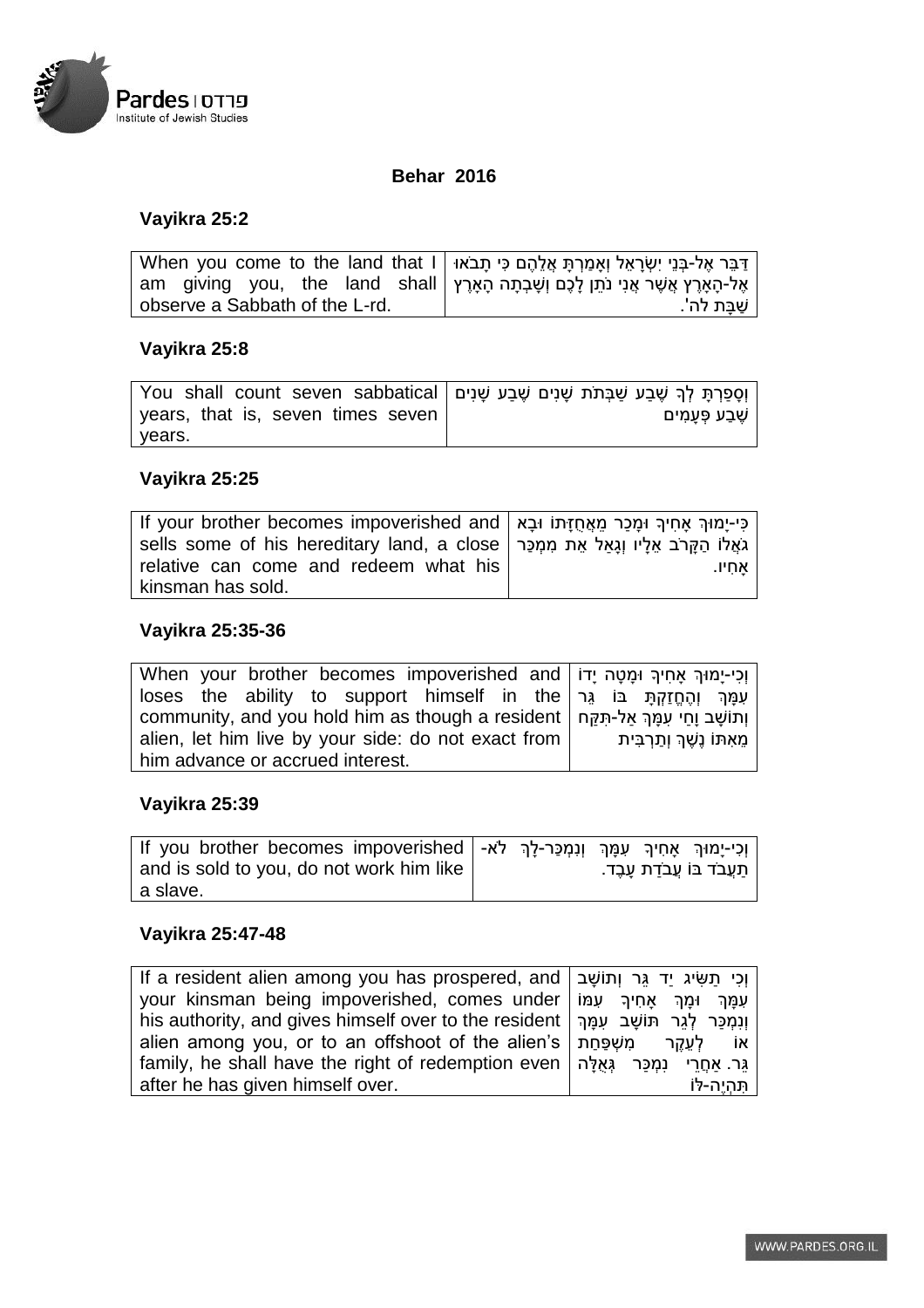## Behar 2016

### Vayikra 25:2

| | |
|---|---|
| When you come to the land that I am giving you, the land shall observe a Sabbath of the L-rd. | דַּבֵּר אֶל-בְּנֵי יִשְׂרָאֵל וְאָמַרְתָּ אֲלֵהֶם כִּי תָבֹאוּ אֶל-הָאָרֶץ אֲשֶׁר אֲנִי נֹתֵן לָכֶם וְשָׁבְתָה הָאָרֶץ שַׁבָּת לה'. |

### Vayikra 25:8

| | |
|---|---|
| You shall count seven sabbatical years, that is, seven times seven years. | וְסָפַרְתָּ לְךָ שֶׁבַע שַׁבְּתֹת שָׁנִים שֶׁבַע שָׁנִים שֶׁבַע פְּעָמִים |

### Vayikra 25:25

| | |
|---|---|
| If your brother becomes impoverished and sells some of his hereditary land, a close relative can come and redeem what his kinsman has sold. | כִּי-יָמוּךְ אָחִיךָ וּמָכַר מֵאֲחֻזָּתוֹ וּבָא גֹאֲלוֹ הַקָּרֹב אֵלָיו וְגָאַל אֵת מִמְכַּר אָחִיו. |

### Vayikra 25:35-36

| | |
|---|---|
| When your brother becomes impoverished and loses the ability to support himself in the community, and you hold him as though a resident alien, let him live by your side: do not exact from him advance or accrued interest. | וְכִי-יָמוּךְ אָחִיךָ וּמָטָה יָדוֹ עִמָּךְ וְהֶחֱזַקְתָּ בּוֹ גֵּר וְתוֹשָׁב וָחַי עִמָּךְ אַל-תִּקַּח מֵאִתּוֹ נֶשֶׁךְ וְתַרְבִּית |

### Vayikra 25:39

| | |
|---|---|
| If you brother becomes impoverished and is sold to you, do not work him like a slave. | וְכִי-יָמוּךְ אָחִיךָ עִמָּךְ וְנִמְכַּר-לָךְ לֹא-תַעֲבֹד בּוֹ עֲבֹדַת עָבֶד. |

### Vayikra 25:47-48

| | |
|---|---|
| If a resident alien among you has prospered, and your kinsman being impoverished, comes under his authority, and gives himself over to the resident alien among you, or to an offshoot of the alien's family, he shall have the right of redemption even after he has given himself over. | וְכִי תַשִּׂיג יַד גֵּר וְתוֹשָׁב עִמָּךְ וּמָךְ אָחִיךָ עִמּוֹ וְנִמְכַּר לְגֵר תּוֹשָׁב עִמָּךְ אוֹ לְעֵקֶר מִשְׁפַּחַת גֵּר. אַחֲרֵי נִמְכַּר גְּאֻלָּה תִּהְיֶה-לּוֹ |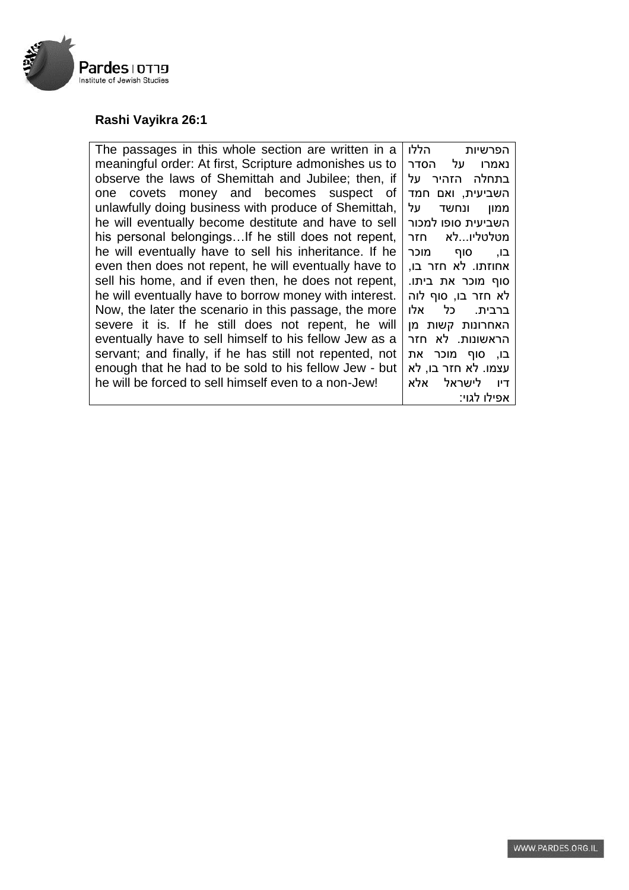**Rashi Vayikra 26:1**

| | |
|---|---|
| The passages in this whole section are written in a meaningful order: At first, Scripture admonishes us to observe the laws of Shemittah and Jubilee; then, if one covets money and becomes suspect of unlawfully doing business with produce of Shemittah, he will eventually become destitute and have to sell his personal belongings…If he still does not repent, he will eventually have to sell his inheritance. If he even then does not repent, he will eventually have to sell his home, and if even then, he does not repent, he will eventually have to borrow money with interest. Now, the later the scenario in this passage, the more severe it is. If he still does not repent, he will eventually have to sell himself to his fellow Jew as a servant; and finally, if he has still not repented, not enough that he had to be sold to his fellow Jew - but he will be forced to sell himself even to a non-Jew! | הפרשיות הללו נאמרו על הסדר בתחלה הזהיר על השביעית, ואם חמד ממון ונחשד על השביעית סופו למכור מטלטליו...לא חזר בו, סוף מוכר אחוזתו. לא חזר בו, סוף מוכר את ביתו. לא חזר בו, סוף לוה ברבית. כל אלו האחרונות קשות מן הראשונות. לא חזר בו, סוף מוכר את עצמו. לא חזר בו, לא דיו לישראל אלא אפילו לגוי: |